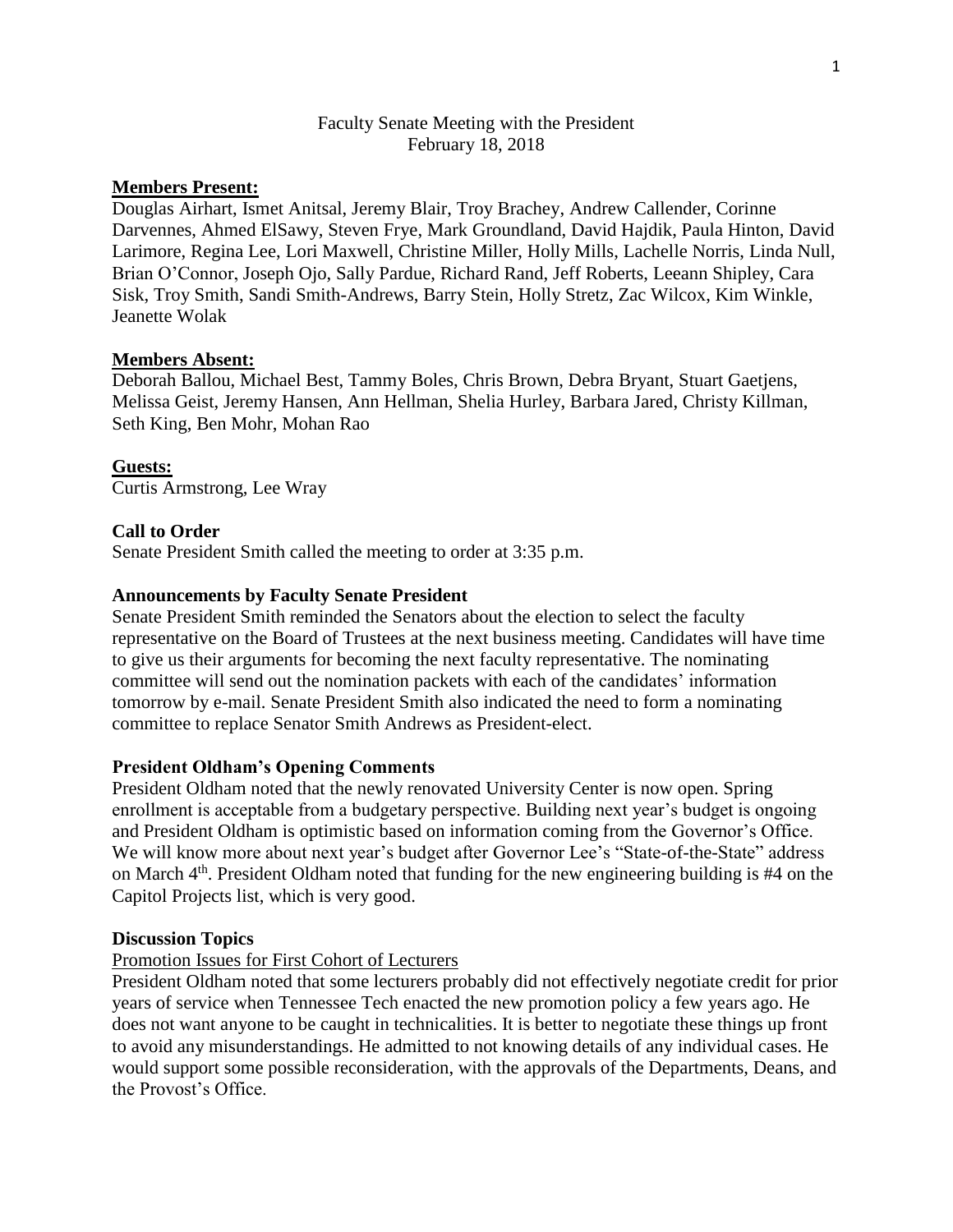Faculty Senate Meeting with the President
February 18, 2018

**Members Present:**
Douglas Airhart, Ismet Anitsal, Jeremy Blair, Troy Brachey, Andrew Callender, Corinne Darvennes, Ahmed ElSawy, Steven Frye, Mark Groundland, David Hajdik, Paula Hinton, David Larimore, Regina Lee, Lori Maxwell, Christine Miller, Holly Mills, Lachelle Norris, Linda Null, Brian O'Connor, Joseph Ojo, Sally Pardue, Richard Rand, Jeff Roberts, Leeann Shipley, Cara Sisk, Troy Smith, Sandi Smith-Andrews, Barry Stein, Holly Stretz, Zac Wilcox, Kim Winkle, Jeanette Wolak

**Members Absent:**
Deborah Ballou, Michael Best, Tammy Boles, Chris Brown, Debra Bryant, Stuart Gaetjens, Melissa Geist, Jeremy Hansen, Ann Hellman, Shelia Hurley, Barbara Jared, Christy Killman, Seth King, Ben Mohr, Mohan Rao

**Guests:**
Curtis Armstrong, Lee Wray

**Call to Order**
Senate President Smith called the meeting to order at 3:35 p.m.

**Announcements by Faculty Senate President**
Senate President Smith reminded the Senators about the election to select the faculty representative on the Board of Trustees at the next business meeting. Candidates will have time to give us their arguments for becoming the next faculty representative. The nominating committee will send out the nomination packets with each of the candidates' information tomorrow by e-mail. Senate President Smith also indicated the need to form a nominating committee to replace Senator Smith Andrews as President-elect.

**President Oldham's Opening Comments**
President Oldham noted that the newly renovated University Center is now open. Spring enrollment is acceptable from a budgetary perspective. Building next year's budget is ongoing and President Oldham is optimistic based on information coming from the Governor's Office. We will know more about next year's budget after Governor Lee's "State-of-the-State" address on March 4th. President Oldham noted that funding for the new engineering building is #4 on the Capitol Projects list, which is very good.

**Discussion Topics**

Promotion Issues for First Cohort of Lecturers

President Oldham noted that some lecturers probably did not effectively negotiate credit for prior years of service when Tennessee Tech enacted the new promotion policy a few years ago. He does not want anyone to be caught in technicalities. It is better to negotiate these things up front to avoid any misunderstandings. He admitted to not knowing details of any individual cases. He would support some possible reconsideration, with the approvals of the Departments, Deans, and the Provost's Office.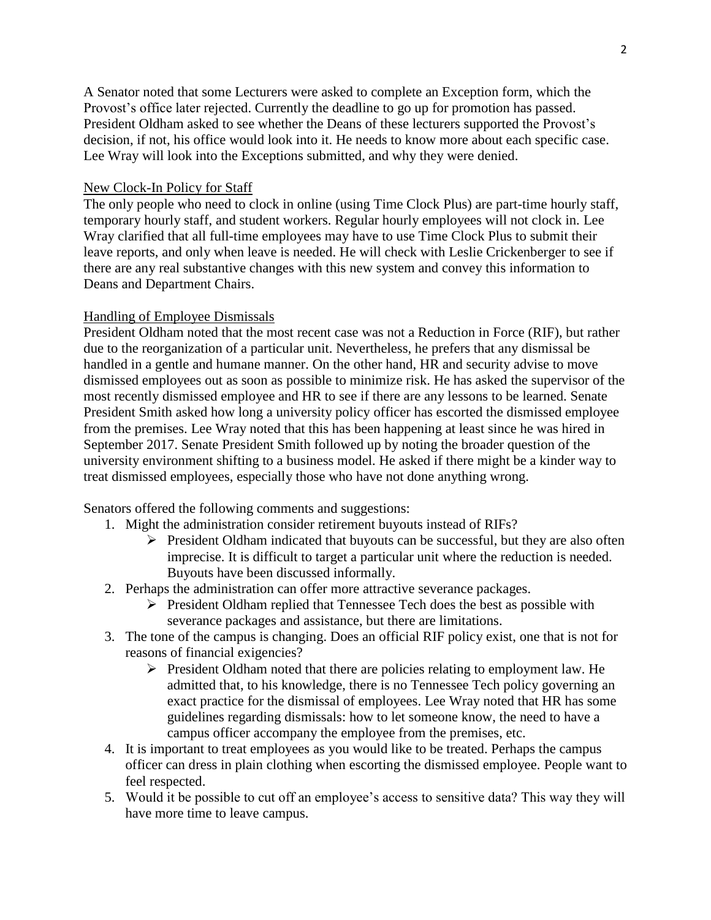A Senator noted that some Lecturers were asked to complete an Exception form, which the Provost's office later rejected. Currently the deadline to go up for promotion has passed. President Oldham asked to see whether the Deans of these lecturers supported the Provost's decision, if not, his office would look into it. He needs to know more about each specific case. Lee Wray will look into the Exceptions submitted, and why they were denied.

## New Clock-In Policy for Staff

The only people who need to clock in online (using Time Clock Plus) are part-time hourly staff, temporary hourly staff, and student workers. Regular hourly employees will not clock in. Lee Wray clarified that all full-time employees may have to use Time Clock Plus to submit their leave reports, and only when leave is needed. He will check with Leslie Crickenberger to see if there are any real substantive changes with this new system and convey this information to Deans and Department Chairs.

## Handling of Employee Dismissals

President Oldham noted that the most recent case was not a Reduction in Force (RIF), but rather due to the reorganization of a particular unit. Nevertheless, he prefers that any dismissal be handled in a gentle and humane manner. On the other hand, HR and security advise to move dismissed employees out as soon as possible to minimize risk. He has asked the supervisor of the most recently dismissed employee and HR to see if there are any lessons to be learned. Senate President Smith asked how long a university policy officer has escorted the dismissed employee from the premises. Lee Wray noted that this has been happening at least since he was hired in September 2017. Senate President Smith followed up by noting the broader question of the university environment shifting to a business model. He asked if there might be a kinder way to treat dismissed employees, especially those who have not done anything wrong.

Senators offered the following comments and suggestions:

1. Might the administration consider retirement buyouts instead of RIFs?
   - President Oldham indicated that buyouts can be successful, but they are also often imprecise. It is difficult to target a particular unit where the reduction is needed. Buyouts have been discussed informally.
2. Perhaps the administration can offer more attractive severance packages.
   - President Oldham replied that Tennessee Tech does the best as possible with severance packages and assistance, but there are limitations.
3. The tone of the campus is changing. Does an official RIF policy exist, one that is not for reasons of financial exigencies?
   - President Oldham noted that there are policies relating to employment law. He admitted that, to his knowledge, there is no Tennessee Tech policy governing an exact practice for the dismissal of employees. Lee Wray noted that HR has some guidelines regarding dismissals: how to let someone know, the need to have a campus officer accompany the employee from the premises, etc.
4. It is important to treat employees as you would like to be treated. Perhaps the campus officer can dress in plain clothing when escorting the dismissed employee. People want to feel respected.
5. Would it be possible to cut off an employee's access to sensitive data? This way they will have more time to leave campus.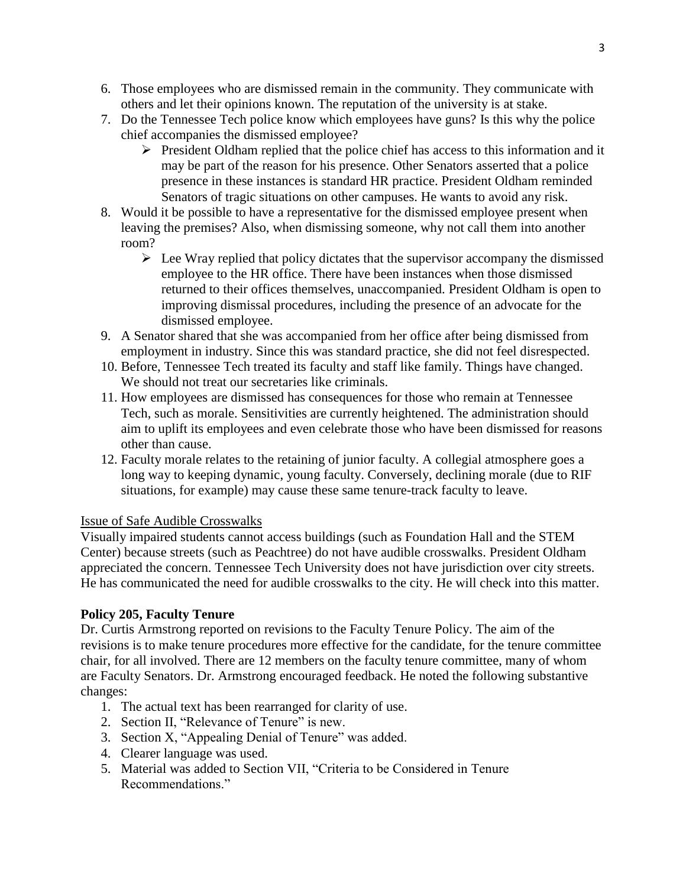6. Those employees who are dismissed remain in the community. They communicate with others and let their opinions known. The reputation of the university is at stake.
7. Do the Tennessee Tech police know which employees have guns? Is this why the police chief accompanies the dismissed employee?
   - President Oldham replied that the police chief has access to this information and it may be part of the reason for his presence. Other Senators asserted that a police presence in these instances is standard HR practice. President Oldham reminded Senators of tragic situations on other campuses. He wants to avoid any risk.
8. Would it be possible to have a representative for the dismissed employee present when leaving the premises? Also, when dismissing someone, why not call them into another room?
   - Lee Wray replied that policy dictates that the supervisor accompany the dismissed employee to the HR office. There have been instances when those dismissed returned to their offices themselves, unaccompanied. President Oldham is open to improving dismissal procedures, including the presence of an advocate for the dismissed employee.
9. A Senator shared that she was accompanied from her office after being dismissed from employment in industry. Since this was standard practice, she did not feel disrespected.
10. Before, Tennessee Tech treated its faculty and staff like family. Things have changed. We should not treat our secretaries like criminals.
11. How employees are dismissed has consequences for those who remain at Tennessee Tech, such as morale. Sensitivities are currently heightened. The administration should aim to uplift its employees and even celebrate those who have been dismissed for reasons other than cause.
12. Faculty morale relates to the retaining of junior faculty. A collegial atmosphere goes a long way to keeping dynamic, young faculty. Conversely, declining morale (due to RIF situations, for example) may cause these same tenure-track faculty to leave.

Issue of Safe Audible Crosswalks

Visually impaired students cannot access buildings (such as Foundation Hall and the STEM Center) because streets (such as Peachtree) do not have audible crosswalks. President Oldham appreciated the concern. Tennessee Tech University does not have jurisdiction over city streets. He has communicated the need for audible crosswalks to the city. He will check into this matter.

**Policy 205, Faculty Tenure**

Dr. Curtis Armstrong reported on revisions to the Faculty Tenure Policy. The aim of the revisions is to make tenure procedures more effective for the candidate, for the tenure committee chair, for all involved. There are 12 members on the faculty tenure committee, many of whom are Faculty Senators. Dr. Armstrong encouraged feedback. He noted the following substantive changes:

1. The actual text has been rearranged for clarity of use.
2. Section II, "Relevance of Tenure" is new.
3. Section X, "Appealing Denial of Tenure" was added.
4. Clearer language was used.
5. Material was added to Section VII, "Criteria to be Considered in Tenure Recommendations."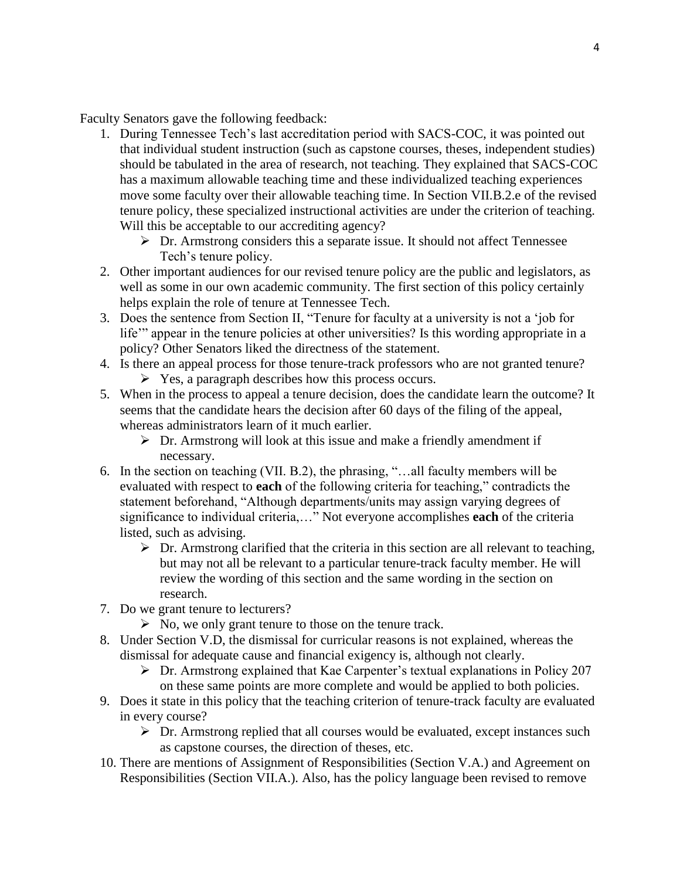Faculty Senators gave the following feedback:

1. During Tennessee Tech's last accreditation period with SACS-COC, it was pointed out that individual student instruction (such as capstone courses, theses, independent studies) should be tabulated in the area of research, not teaching. They explained that SACS-COC has a maximum allowable teaching time and these individualized teaching experiences move some faculty over their allowable teaching time. In Section VII.B.2.e of the revised tenure policy, these specialized instructional activities are under the criterion of teaching. Will this be acceptable to our accrediting agency?
   - Dr. Armstrong considers this a separate issue. It should not affect Tennessee Tech's tenure policy.
2. Other important audiences for our revised tenure policy are the public and legislators, as well as some in our own academic community. The first section of this policy certainly helps explain the role of tenure at Tennessee Tech.
3. Does the sentence from Section II, "Tenure for faculty at a university is not a 'job for life'" appear in the tenure policies at other universities? Is this wording appropriate in a policy? Other Senators liked the directness of the statement.
4. Is there an appeal process for those tenure-track professors who are not granted tenure?
   - Yes, a paragraph describes how this process occurs.
5. When in the process to appeal a tenure decision, does the candidate learn the outcome? It seems that the candidate hears the decision after 60 days of the filing of the appeal, whereas administrators learn of it much earlier.
   - Dr. Armstrong will look at this issue and make a friendly amendment if necessary.
6. In the section on teaching (VII. B.2), the phrasing, "…all faculty members will be evaluated with respect to **each** of the following criteria for teaching," contradicts the statement beforehand, "Although departments/units may assign varying degrees of significance to individual criteria,…" Not everyone accomplishes **each** of the criteria listed, such as advising.
   - Dr. Armstrong clarified that the criteria in this section are all relevant to teaching, but may not all be relevant to a particular tenure-track faculty member. He will review the wording of this section and the same wording in the section on research.
7. Do we grant tenure to lecturers?
   - No, we only grant tenure to those on the tenure track.
8. Under Section V.D, the dismissal for curricular reasons is not explained, whereas the dismissal for adequate cause and financial exigency is, although not clearly.
   - Dr. Armstrong explained that Kae Carpenter's textual explanations in Policy 207 on these same points are more complete and would be applied to both policies.
9. Does it state in this policy that the teaching criterion of tenure-track faculty are evaluated in every course?
   - Dr. Armstrong replied that all courses would be evaluated, except instances such as capstone courses, the direction of theses, etc.
10. There are mentions of Assignment of Responsibilities (Section V.A.) and Agreement on Responsibilities (Section VII.A.). Also, has the policy language been revised to remove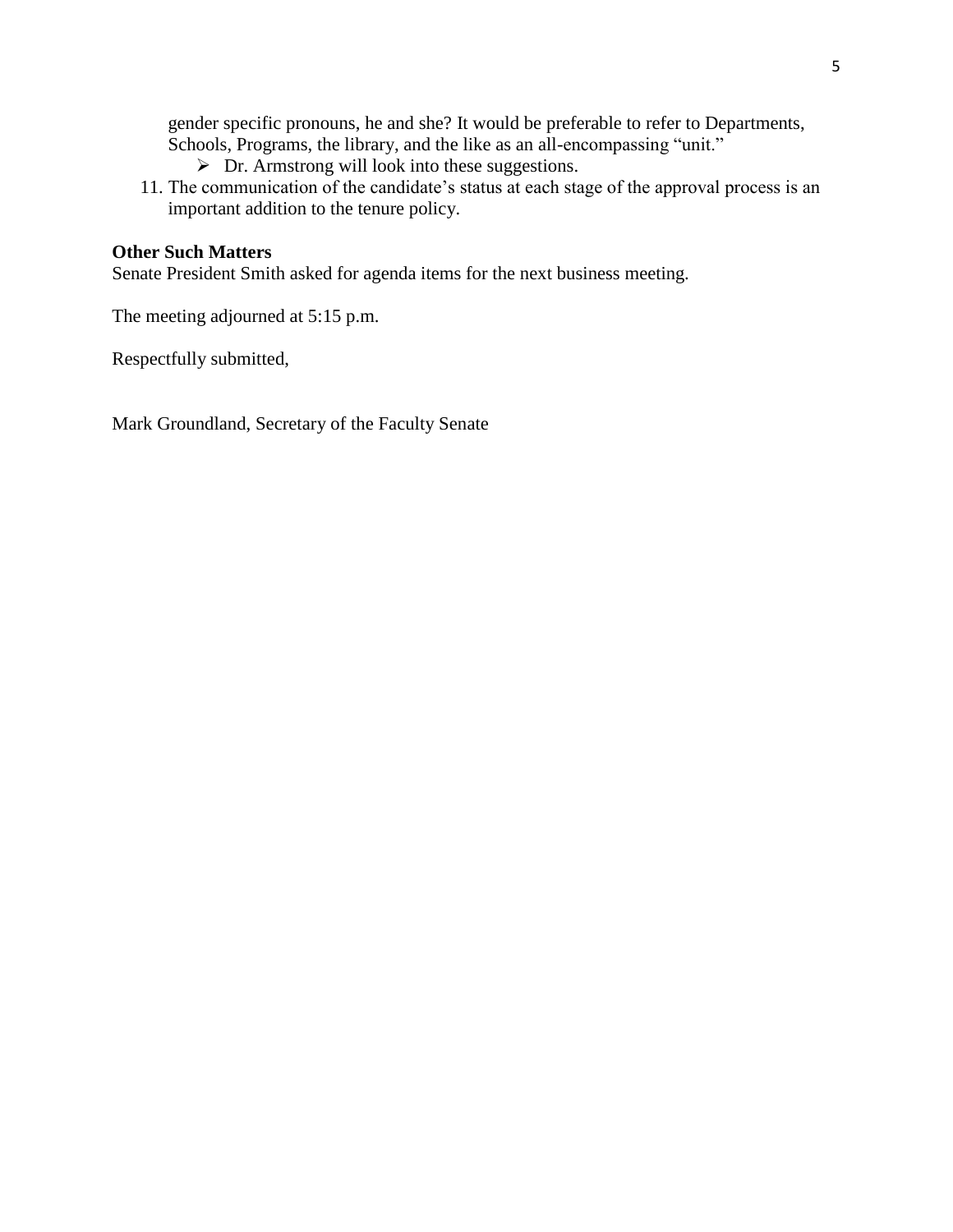gender specific pronouns, he and she? It would be preferable to refer to Departments, Schools, Programs, the library, and the like as an all-encompassing "unit."

   - Dr. Armstrong will look into these suggestions.

11. The communication of the candidate's status at each stage of the approval process is an important addition to the tenure policy.

**Other Such Matters**

Senate President Smith asked for agenda items for the next business meeting.

The meeting adjourned at 5:15 p.m.

Respectfully submitted,

Mark Groundland, Secretary of the Faculty Senate